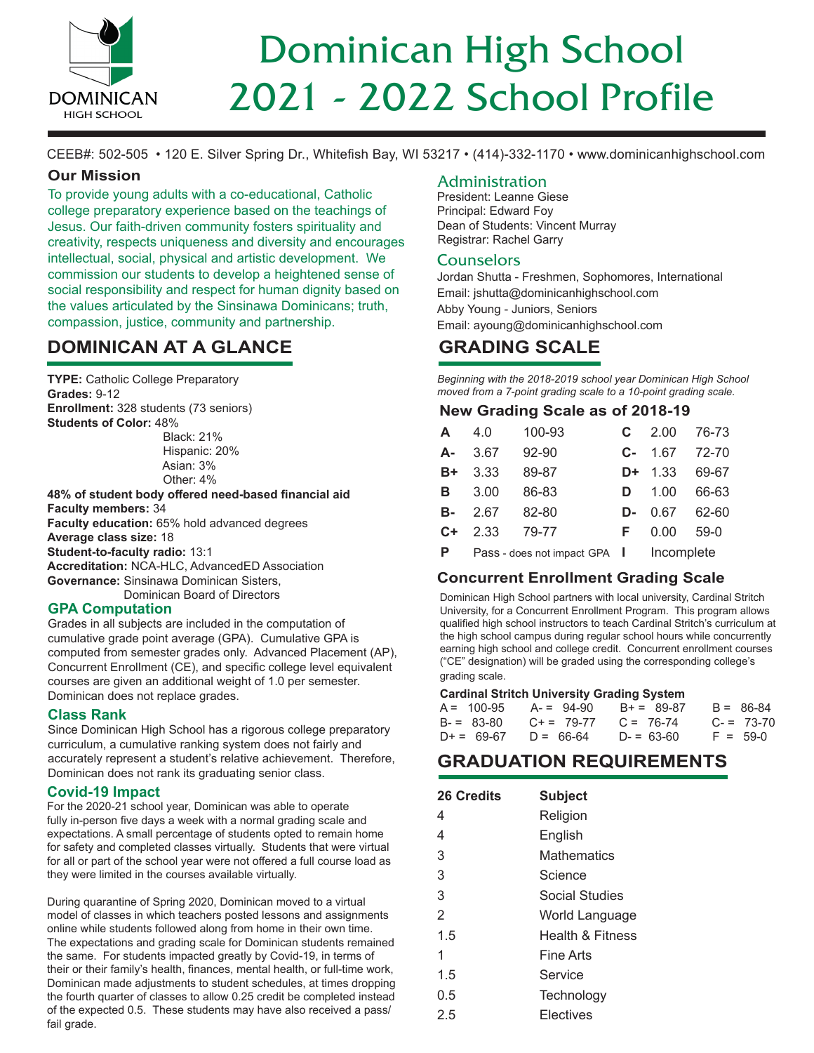# Dominican High School 2021 - 2022 School Profile

CEEB#: 502-505 • 120 E. Silver Spring Dr., Whitefish Bay, WI 53217 • (414)-332-1170 • www.dominicanhighschool.com

## Our Mission

To provide young adults with a co-educational, Catholic college preparatory experience based on the teachings of Jesus. Our faith-driven community fosters spirituality and creativity, respects uniqueness and diversity and encourages intellectual, social, physical and artistic development. We commission our students to develop a heightened sense of social responsibility and respect for human dignity based on the values articulated by the Sinsinawa Dominicans; truth, compassion, justice, community and partnership.

## DOMINICAN AT A GLANCE

**TYPE:** Catholic College Preparatory
**Grades:** 9-12
**Enrollment:** 328 students (73 seniors)
**Students of Color:** 48%
Black: 21%
Hispanic: 20%
Asian: 3%
Other: 4%
**48% of student body offered need-based financial aid**
**Faculty members:** 34
**Faculty education:** 65% hold advanced degrees
**Average class size:** 18
**Student-to-faculty radio:** 13:1
**Accreditation:** NCA-HLC, AdvancedED Association
**Governance:** Sinsinawa Dominican Sisters, Dominican Board of Directors

### GPA Computation

Grades in all subjects are included in the computation of cumulative grade point average (GPA). Cumulative GPA is computed from semester grades only. Advanced Placement (AP), Concurrent Enrollment (CE), and specific college level equivalent courses are given an additional weight of 1.0 per semester. Dominican does not replace grades.

### Class Rank

Since Dominican High School has a rigorous college preparatory curriculum, a cumulative ranking system does not fairly and accurately represent a student's relative achievement. Therefore, Dominican does not rank its graduating senior class.

### Covid-19 Impact

For the 2020-21 school year, Dominican was able to operate fully in-person five days a week with a normal grading scale and expectations. A small percentage of students opted to remain home for safety and completed classes virtually. Students that were virtual for all or part of the school year were not offered a full course load as they were limited in the courses available virtually.

During quarantine of Spring 2020, Dominican moved to a virtual model of classes in which teachers posted lessons and assignments online while students followed along from home in their own time. The expectations and grading scale for Dominican students remained the same. For students impacted greatly by Covid-19, in terms of their or their family's health, finances, mental health, or full-time work, Dominican made adjustments to student schedules, at times dropping the fourth quarter of classes to allow 0.25 credit be completed instead of the expected 0.5. These students may have also received a pass/fail grade.

## Administration

President: Leanne Giese
Principal: Edward Foy
Dean of Students: Vincent Murray
Registrar: Rachel Garry

## Counselors

Jordan Shutta - Freshmen, Sophomores, International
Email: jshutta@dominicanhighschool.com
Abby Young - Juniors, Seniors
Email: ayoung@dominicanhighschool.com

## GRADING SCALE

*Beginning with the 2018-2019 school year Dominican High School moved from a 7-point grading scale to a 10-point grading scale.*

### New Grading Scale as of 2018-19

| Grade | GPA | Range | Grade | GPA | Range |
|---|---|---|---|---|---|
| **A** | 4.0 | 100-93 | **C** | 2.00 | 76-73 |
| **A-** | 3.67 | 92-90 | **C-** | 1.67 | 72-70 |
| **B+** | 3.33 | 89-87 | **D+** | 1.33 | 69-67 |
| **B** | 3.00 | 86-83 | **D** | 1.00 | 66-63 |
| **B-** | 2.67 | 82-80 | **D-** | 0.67 | 62-60 |
| **C+** | 2.33 | 79-77 | **F** | 0.00 | 59-0 |
| **P** | Pass - does not impact GPA | | **I** | Incomplete | |

### Concurrent Enrollment Grading Scale

Dominican High School partners with local university, Cardinal Stritch University, for a Concurrent Enrollment Program. This program allows qualified high school instructors to teach Cardinal Stritch's curriculum at the high school campus during regular school hours while concurrently earning high school and college credit. Concurrent enrollment courses ("CE" designation) will be graded using the corresponding college's grading scale.

**Cardinal Stritch University Grading System**

| | | | |
|---|---|---|---|
| A = 100-95 | A- = 94-90 | B+ = 89-87 | B = 86-84 |
| B- = 83-80 | C+ = 79-77 | C = 76-74 | C- = 73-70 |
| D+ = 69-67 | D = 66-64 | D- = 63-60 | F = 59-0 |

## GRADUATION REQUIREMENTS

| 26 Credits | Subject |
|---|---|
| 4 | Religion |
| 4 | English |
| 3 | Mathematics |
| 3 | Science |
| 3 | Social Studies |
| 2 | World Language |
| 1.5 | Health & Fitness |
| 1 | Fine Arts |
| 1.5 | Service |
| 0.5 | Technology |
| 2.5 | Electives |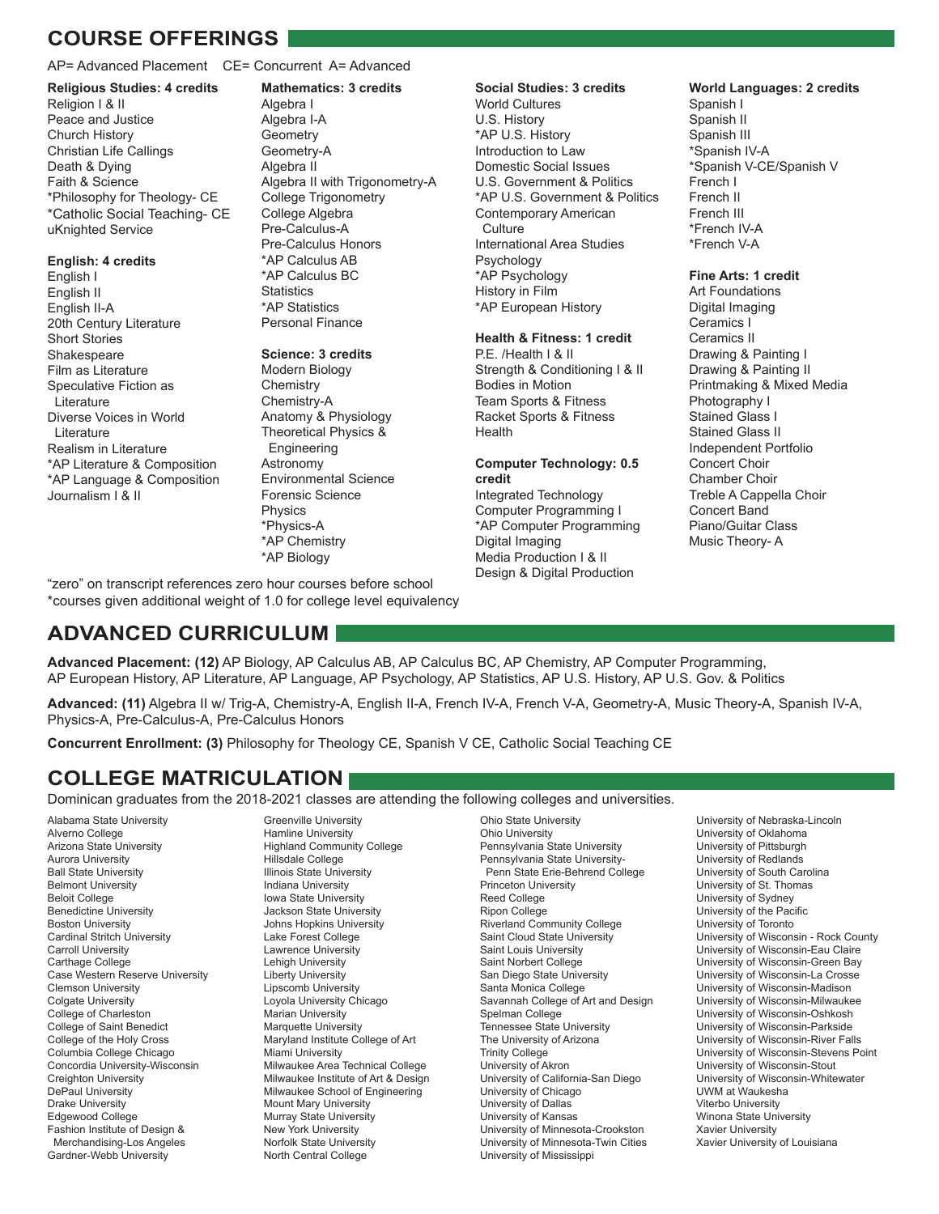## COURSE OFFERINGS

AP= Advanced Placement CE= Concurrent A= Advanced

**Religious Studies: 4 credits**
Religion I & II
Peace and Justice
Church History
Christian Life Callings
Death & Dying
Faith & Science
*Philosophy for Theology- CE
*Catholic Social Teaching- CE
uKnighted Service

**English: 4 credits**
English I
English II
English II-A
20th Century Literature
Short Stories
Shakespeare
Film as Literature
Speculative Fiction as Literature
Diverse Voices in World Literature
Realism in Literature
*AP Literature & Composition
*AP Language & Composition
Journalism I & II

**Mathematics: 3 credits**
Algebra I
Algebra I-A
Geometry
Geometry-A
Algebra II
Algebra II with Trigonometry-A
College Trigonometry
College Algebra
Pre-Calculus-A
Pre-Calculus Honors
*AP Calculus AB
*AP Calculus BC
Statistics
*AP Statistics
Personal Finance

**Science: 3 credits**
Modern Biology
Chemistry
Chemistry-A
Anatomy & Physiology
Theoretical Physics & Engineering
Astronomy
Environmental Science
Forensic Science
Physics
*Physics-A
*AP Chemistry
*AP Biology

**Social Studies: 3 credits**
World Cultures
U.S. History
*AP U.S. History
Introduction to Law
Domestic Social Issues
U.S. Government & Politics
*AP U.S. Government & Politics
Contemporary American Culture
International Area Studies
Psychology
*AP Psychology
History in Film
*AP European History

**Health & Fitness: 1 credit**
P.E. /Health I & II
Strength & Conditioning I & II
Bodies in Motion
Team Sports & Fitness
Racket Sports & Fitness
Health

**Computer Technology: 0.5 credit**
Integrated Technology
Computer Programming I
*AP Computer Programming
Digital Imaging
Media Production I & II
Design & Digital Production

**World Languages: 2 credits**
Spanish I
Spanish II
Spanish III
*Spanish IV-A
*Spanish V-CE/Spanish V
French I
French II
French III
*French IV-A
*French V-A

**Fine Arts: 1 credit**
Art Foundations
Digital Imaging
Ceramics I
Ceramics II
Drawing & Painting I
Drawing & Painting II
Printmaking & Mixed Media
Photography I
Stained Glass I
Stained Glass II
Independent Portfolio
Concert Choir
Chamber Choir
Treble A Cappella Choir
Concert Band
Piano/Guitar Class
Music Theory- A

"zero" on transcript references zero hour courses before school
*courses given additional weight of 1.0 for college level equivalency

## ADVANCED CURRICULUM

**Advanced Placement: (12)** AP Biology, AP Calculus AB, AP Calculus BC, AP Chemistry, AP Computer Programming, AP European History, AP Literature, AP Language, AP Psychology, AP Statistics, AP U.S. History, AP U.S. Gov. & Politics

**Advanced: (11)** Algebra II w/ Trig-A, Chemistry-A, English II-A, French IV-A, French V-A, Geometry-A, Music Theory-A, Spanish IV-A, Physics-A, Pre-Calculus-A, Pre-Calculus Honors

**Concurrent Enrollment: (3)** Philosophy for Theology CE, Spanish V CE, Catholic Social Teaching CE

## COLLEGE MATRICULATION

Dominican graduates from the 2018-2021 classes are attending the following colleges and universities.

Alabama State University
Alverno College
Arizona State University
Aurora University
Ball State University
Belmont University
Beloit College
Benedictine University
Boston University
Cardinal Stritch University
Carroll University
Carthage College
Case Western Reserve University
Clemson University
Colgate University
College of Charleston
College of Saint Benedict
College of the Holy Cross
Columbia College Chicago
Concordia University-Wisconsin
Creighton University
DePaul University
Drake University
Edgewood College
Fashion Institute of Design & Merchandising-Los Angeles
Gardner-Webb University
Greenville University
Hamline University
Highland Community College
Hillsdale College
Illinois State University
Indiana University
Iowa State University
Jackson State University
Johns Hopkins University
Lake Forest College
Lawrence University
Lehigh University
Liberty University
Lipscomb University
Loyola University Chicago
Marian University
Marquette University
Maryland Institute College of Art
Miami University
Milwaukee Area Technical College
Milwaukee Institute of Art & Design
Milwaukee School of Engineering
Mount Mary University
Murray State University
New York University
Norfolk State University
North Central College
Ohio State University
Ohio University
Pennsylvania State University
Pennsylvania State University-Penn State Erie-Behrend College
Princeton University
Reed College
Ripon College
Riverland Community College
Saint Cloud State University
Saint Louis University
Saint Norbert College
San Diego State University
Santa Monica College
Savannah College of Art and Design
Spelman College
Tennessee State University
The University of Arizona
Trinity College
University of Akron
University of California-San Diego
University of Chicago
University of Dallas
University of Kansas
University of Minnesota-Crookston
University of Minnesota-Twin Cities
University of Mississippi
University of Nebraska-Lincoln
University of Oklahoma
University of Pittsburgh
University of Redlands
University of South Carolina
University of St. Thomas
University of Sydney
University of the Pacific
University of Toronto
University of Wisconsin - Rock County
University of Wisconsin-Eau Claire
University of Wisconsin-Green Bay
University of Wisconsin-La Crosse
University of Wisconsin-Madison
University of Wisconsin-Milwaukee
University of Wisconsin-Oshkosh
University of Wisconsin-Parkside
University of Wisconsin-River Falls
University of Wisconsin-Stevens Point
University of Wisconsin-Stout
University of Wisconsin-Whitewater
UWM at Waukesha
Viterbo University
Winona State University
Xavier University
Xavier University of Louisiana